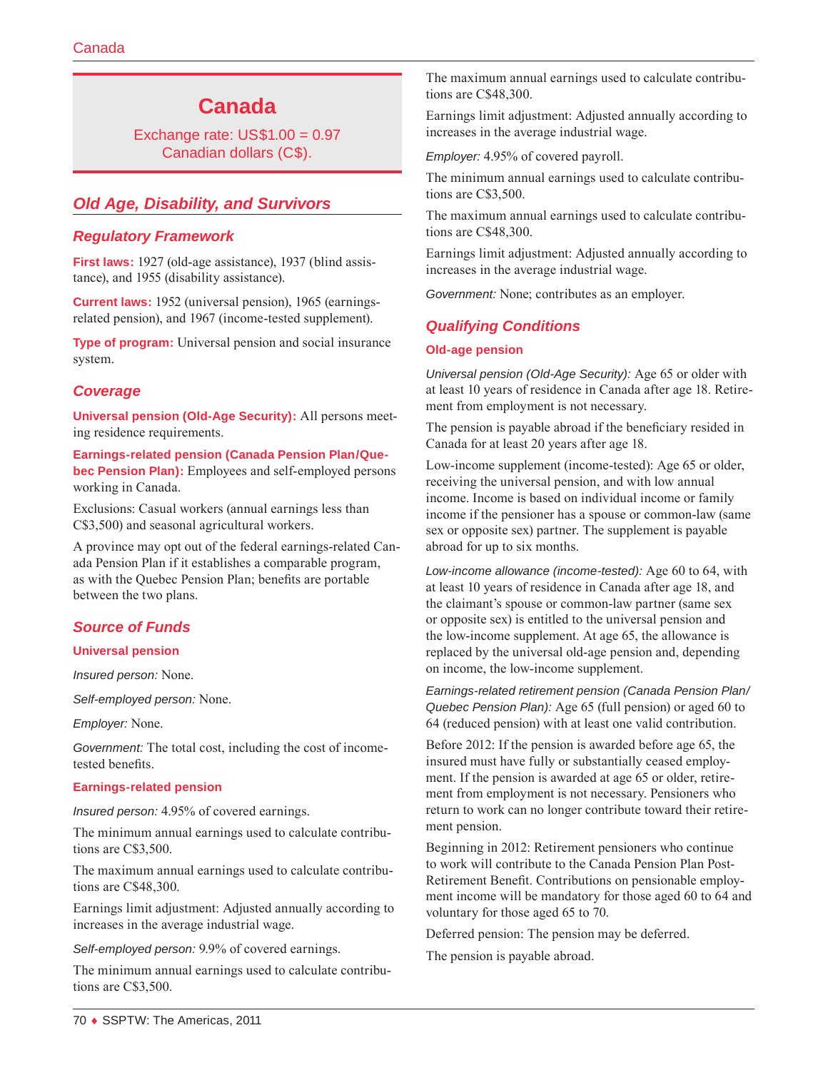# Canada

Exchange rate: US$1.00 = 0.97 Canadian dollars (C$).

## Old Age, Disability, and Survivors

### Regulatory Framework

**First laws:** 1927 (old-age assistance), 1937 (blind assistance), and 1955 (disability assistance).

**Current laws:** 1952 (universal pension), 1965 (earnings-related pension), and 1967 (income-tested supplement).

**Type of program:** Universal pension and social insurance system.

### Coverage

**Universal pension (Old-Age Security):** All persons meeting residence requirements.

**Earnings-related pension (Canada Pension Plan/Quebec Pension Plan):** Employees and self-employed persons working in Canada.

Exclusions: Casual workers (annual earnings less than C$3,500) and seasonal agricultural workers.

A province may opt out of the federal earnings-related Canada Pension Plan if it establishes a comparable program, as with the Quebec Pension Plan; benefits are portable between the two plans.

### Source of Funds

#### Universal pension

*Insured person:* None.

*Self-employed person:* None.

*Employer:* None.

*Government:* The total cost, including the cost of income-tested benefits.

#### Earnings-related pension

*Insured person:* 4.95% of covered earnings.

The minimum annual earnings used to calculate contributions are C$3,500.

The maximum annual earnings used to calculate contributions are C$48,300.

Earnings limit adjustment: Adjusted annually according to increases in the average industrial wage.

*Self-employed person:* 9.9% of covered earnings.

The minimum annual earnings used to calculate contributions are C$3,500.

The maximum annual earnings used to calculate contributions are C$48,300.

Earnings limit adjustment: Adjusted annually according to increases in the average industrial wage.

*Employer:* 4.95% of covered payroll.

The minimum annual earnings used to calculate contributions are C$3,500.

The maximum annual earnings used to calculate contributions are C$48,300.

Earnings limit adjustment: Adjusted annually according to increases in the average industrial wage.

*Government:* None; contributes as an employer.

### Qualifying Conditions

#### Old-age pension

*Universal pension (Old-Age Security):* Age 65 or older with at least 10 years of residence in Canada after age 18. Retirement from employment is not necessary.

The pension is payable abroad if the beneficiary resided in Canada for at least 20 years after age 18.

Low-income supplement (income-tested): Age 65 or older, receiving the universal pension, and with low annual income. Income is based on individual income or family income if the pensioner has a spouse or common-law (same sex or opposite sex) partner. The supplement is payable abroad for up to six months.

*Low-income allowance (income-tested):* Age 60 to 64, with at least 10 years of residence in Canada after age 18, and the claimant's spouse or common-law partner (same sex or opposite sex) is entitled to the universal pension and the low-income supplement. At age 65, the allowance is replaced by the universal old-age pension and, depending on income, the low-income supplement.

*Earnings-related retirement pension (Canada Pension Plan/Quebec Pension Plan):* Age 65 (full pension) or aged 60 to 64 (reduced pension) with at least one valid contribution.

Before 2012: If the pension is awarded before age 65, the insured must have fully or substantially ceased employment. If the pension is awarded at age 65 or older, retirement from employment is not necessary. Pensioners who return to work can no longer contribute toward their retirement pension.

Beginning in 2012: Retirement pensioners who continue to work will contribute to the Canada Pension Plan Post-Retirement Benefit. Contributions on pensionable employment income will be mandatory for those aged 60 to 64 and voluntary for those aged 65 to 70.

Deferred pension: The pension may be deferred.

The pension is payable abroad.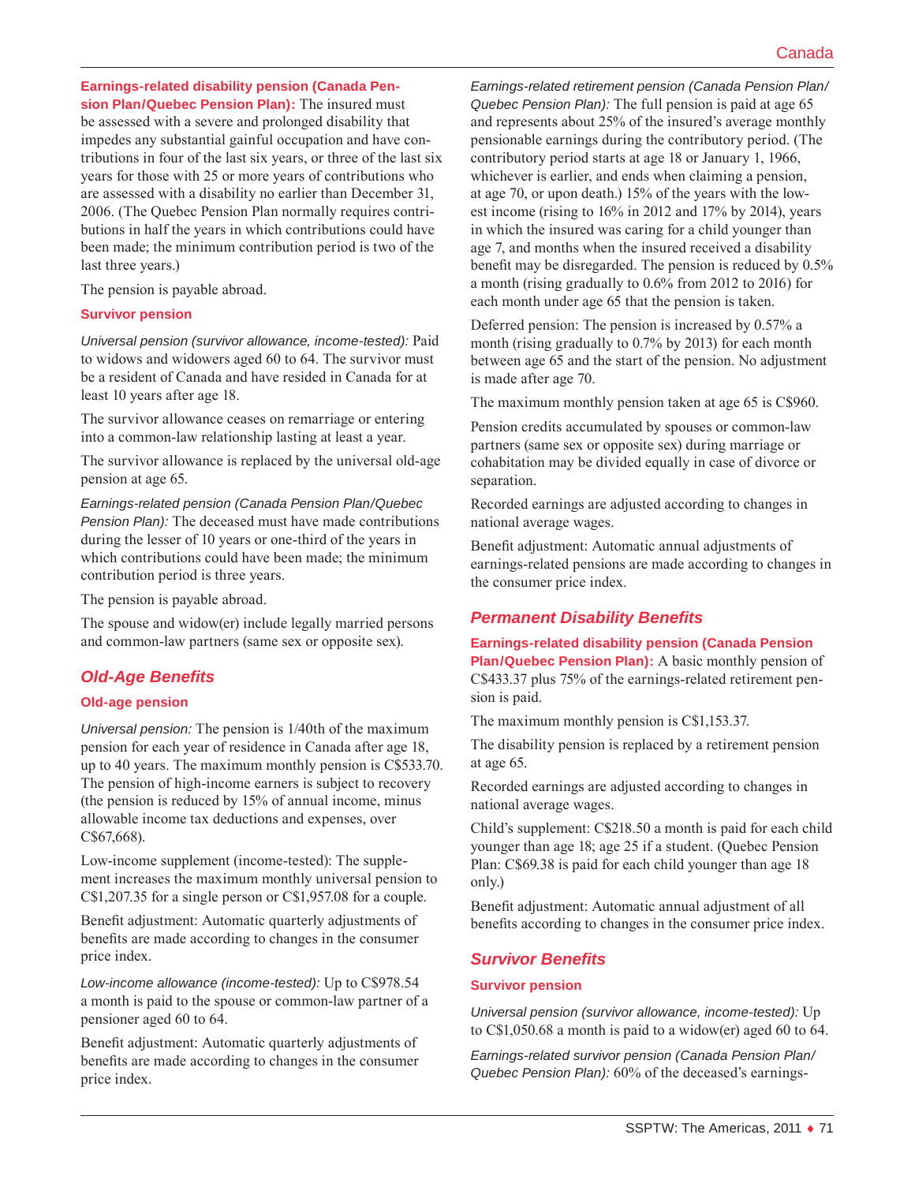**Earnings-related disability pension (Canada Pension Plan/Quebec Pension Plan):** The insured must be assessed with a severe and prolonged disability that impedes any substantial gainful occupation and have contributions in four of the last six years, or three of the last six years for those with 25 or more years of contributions who are assessed with a disability no earlier than December 31, 2006. (The Quebec Pension Plan normally requires contributions in half the years in which contributions could have been made; the minimum contribution period is two of the last three years.)

The pension is payable abroad.

**Survivor pension**

*Universal pension (survivor allowance, income-tested):* Paid to widows and widowers aged 60 to 64. The survivor must be a resident of Canada and have resided in Canada for at least 10 years after age 18.

The survivor allowance ceases on remarriage or entering into a common-law relationship lasting at least a year.

The survivor allowance is replaced by the universal old-age pension at age 65.

*Earnings-related pension (Canada Pension Plan/Quebec Pension Plan):* The deceased must have made contributions during the lesser of 10 years or one-third of the years in which contributions could have been made; the minimum contribution period is three years.

The pension is payable abroad.

The spouse and widow(er) include legally married persons and common-law partners (same sex or opposite sex).

## Old-Age Benefits

**Old-age pension**

*Universal pension:* The pension is 1/40th of the maximum pension for each year of residence in Canada after age 18, up to 40 years. The maximum monthly pension is C$533.70. The pension of high-income earners is subject to recovery (the pension is reduced by 15% of annual income, minus allowable income tax deductions and expenses, over C$67,668).

Low-income supplement (income-tested): The supplement increases the maximum monthly universal pension to C$1,207.35 for a single person or C$1,957.08 for a couple.

Benefit adjustment: Automatic quarterly adjustments of benefits are made according to changes in the consumer price index.

*Low-income allowance (income-tested):* Up to C$978.54 a month is paid to the spouse or common-law partner of a pensioner aged 60 to 64.

Benefit adjustment: Automatic quarterly adjustments of benefits are made according to changes in the consumer price index.

*Earnings-related retirement pension (Canada Pension Plan/Quebec Pension Plan):* The full pension is paid at age 65 and represents about 25% of the insured's average monthly pensionable earnings during the contributory period. (The contributory period starts at age 18 or January 1, 1966, whichever is earlier, and ends when claiming a pension, at age 70, or upon death.) 15% of the years with the lowest income (rising to 16% in 2012 and 17% by 2014), years in which the insured was caring for a child younger than age 7, and months when the insured received a disability benefit may be disregarded. The pension is reduced by 0.5% a month (rising gradually to 0.6% from 2012 to 2016) for each month under age 65 that the pension is taken.

Deferred pension: The pension is increased by 0.57% a month (rising gradually to 0.7% by 2013) for each month between age 65 and the start of the pension. No adjustment is made after age 70.

The maximum monthly pension taken at age 65 is C$960.

Pension credits accumulated by spouses or common-law partners (same sex or opposite sex) during marriage or cohabitation may be divided equally in case of divorce or separation.

Recorded earnings are adjusted according to changes in national average wages.

Benefit adjustment: Automatic annual adjustments of earnings-related pensions are made according to changes in the consumer price index.

## Permanent Disability Benefits

**Earnings-related disability pension (Canada Pension Plan/Quebec Pension Plan):** A basic monthly pension of C$433.37 plus 75% of the earnings-related retirement pension is paid.

The maximum monthly pension is C$1,153.37.

The disability pension is replaced by a retirement pension at age 65.

Recorded earnings are adjusted according to changes in national average wages.

Child's supplement: C$218.50 a month is paid for each child younger than age 18; age 25 if a student. (Quebec Pension Plan: C$69.38 is paid for each child younger than age 18 only.)

Benefit adjustment: Automatic annual adjustment of all benefits according to changes in the consumer price index.

## Survivor Benefits

**Survivor pension**

*Universal pension (survivor allowance, income-tested):* Up to C$1,050.68 a month is paid to a widow(er) aged 60 to 64.

*Earnings-related survivor pension (Canada Pension Plan/Quebec Pension Plan):* 60% of the deceased's earnings-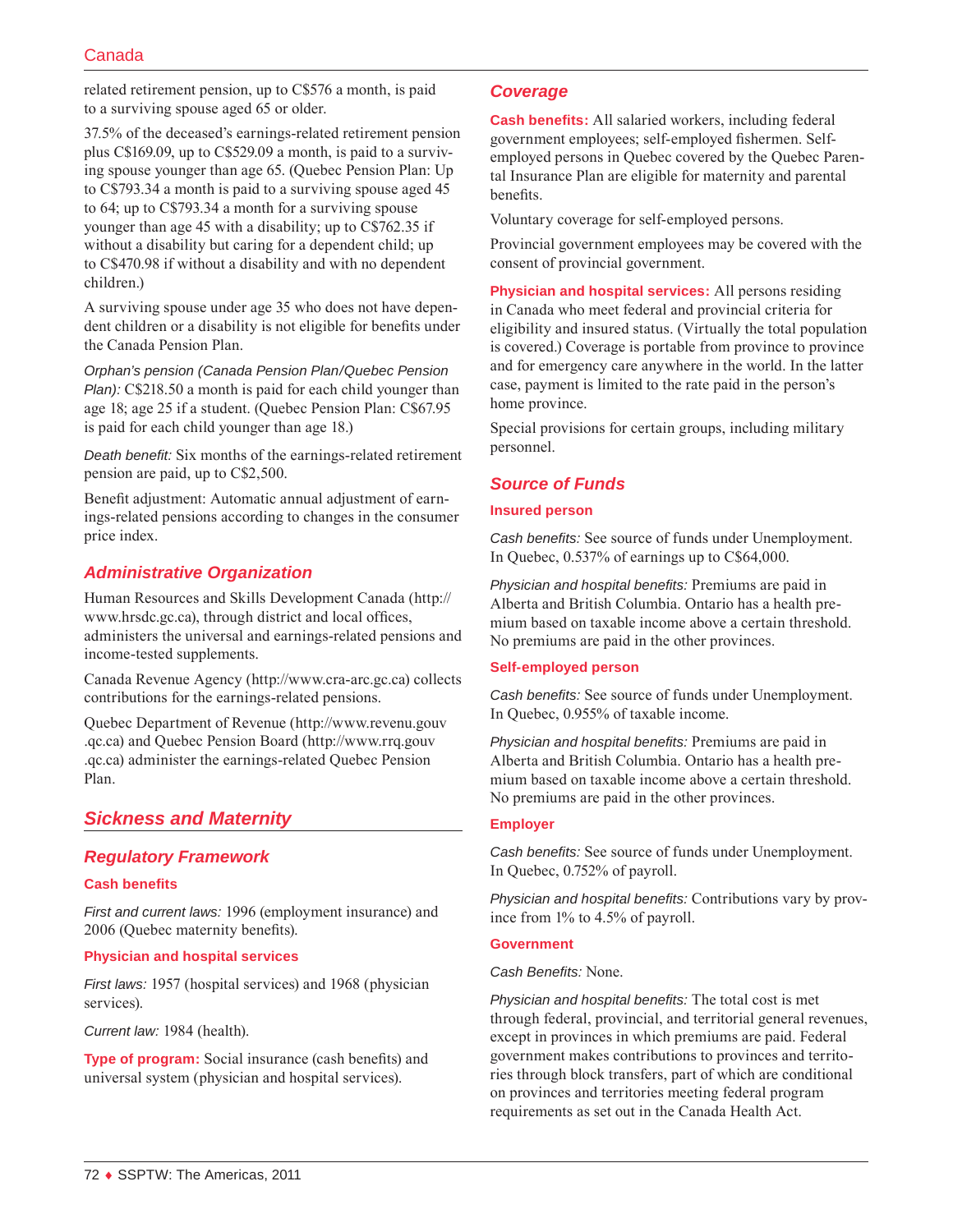related retirement pension, up to C$576 a month, is paid to a surviving spouse aged 65 or older.

37.5% of the deceased's earnings-related retirement pension plus C$169.09, up to C$529.09 a month, is paid to a surviving spouse younger than age 65. (Quebec Pension Plan: Up to C$793.34 a month is paid to a surviving spouse aged 45 to 64; up to C$793.34 a month for a surviving spouse younger than age 45 with a disability; up to C$762.35 if without a disability but caring for a dependent child; up to C$470.98 if without a disability and with no dependent children.)

A surviving spouse under age 35 who does not have dependent children or a disability is not eligible for benefits under the Canada Pension Plan.

*Orphan's pension (Canada Pension Plan/Quebec Pension Plan):* C$218.50 a month is paid for each child younger than age 18; age 25 if a student. (Quebec Pension Plan: C$67.95 is paid for each child younger than age 18.)

*Death benefit:* Six months of the earnings-related retirement pension are paid, up to C$2,500.

Benefit adjustment: Automatic annual adjustment of earnings-related pensions according to changes in the consumer price index.

### Administrative Organization

Human Resources and Skills Development Canada (http://www.hrsdc.gc.ca), through district and local offices, administers the universal and earnings-related pensions and income-tested supplements.

Canada Revenue Agency (http://www.cra-arc.gc.ca) collects contributions for the earnings-related pensions.

Quebec Department of Revenue (http://www.revenu.gouv.qc.ca) and Quebec Pension Board (http://www.rrq.gouv.qc.ca) administer the earnings-related Quebec Pension Plan.

## Sickness and Maternity

### Regulatory Framework

#### Cash benefits

*First and current laws:* 1996 (employment insurance) and 2006 (Quebec maternity benefits).

#### Physician and hospital services

*First laws:* 1957 (hospital services) and 1968 (physician services).

*Current law:* 1984 (health).

**Type of program:** Social insurance (cash benefits) and universal system (physician and hospital services).

### Coverage

**Cash benefits:** All salaried workers, including federal government employees; self-employed fishermen. Self-employed persons in Quebec covered by the Quebec Parental Insurance Plan are eligible for maternity and parental benefits.

Voluntary coverage for self-employed persons.

Provincial government employees may be covered with the consent of provincial government.

**Physician and hospital services:** All persons residing in Canada who meet federal and provincial criteria for eligibility and insured status. (Virtually the total population is covered.) Coverage is portable from province to province and for emergency care anywhere in the world. In the latter case, payment is limited to the rate paid in the person's home province.

Special provisions for certain groups, including military personnel.

### Source of Funds

#### Insured person

*Cash benefits:* See source of funds under Unemployment. In Quebec, 0.537% of earnings up to C$64,000.

*Physician and hospital benefits:* Premiums are paid in Alberta and British Columbia. Ontario has a health premium based on taxable income above a certain threshold. No premiums are paid in the other provinces.

#### Self-employed person

*Cash benefits:* See source of funds under Unemployment. In Quebec, 0.955% of taxable income.

*Physician and hospital benefits:* Premiums are paid in Alberta and British Columbia. Ontario has a health premium based on taxable income above a certain threshold. No premiums are paid in the other provinces.

#### Employer

*Cash benefits:* See source of funds under Unemployment. In Quebec, 0.752% of payroll.

*Physician and hospital benefits:* Contributions vary by province from 1% to 4.5% of payroll.

#### Government

*Cash Benefits:* None.

*Physician and hospital benefits:* The total cost is met through federal, provincial, and territorial general revenues, except in provinces in which premiums are paid. Federal government makes contributions to provinces and territories through block transfers, part of which are conditional on provinces and territories meeting federal program requirements as set out in the Canada Health Act.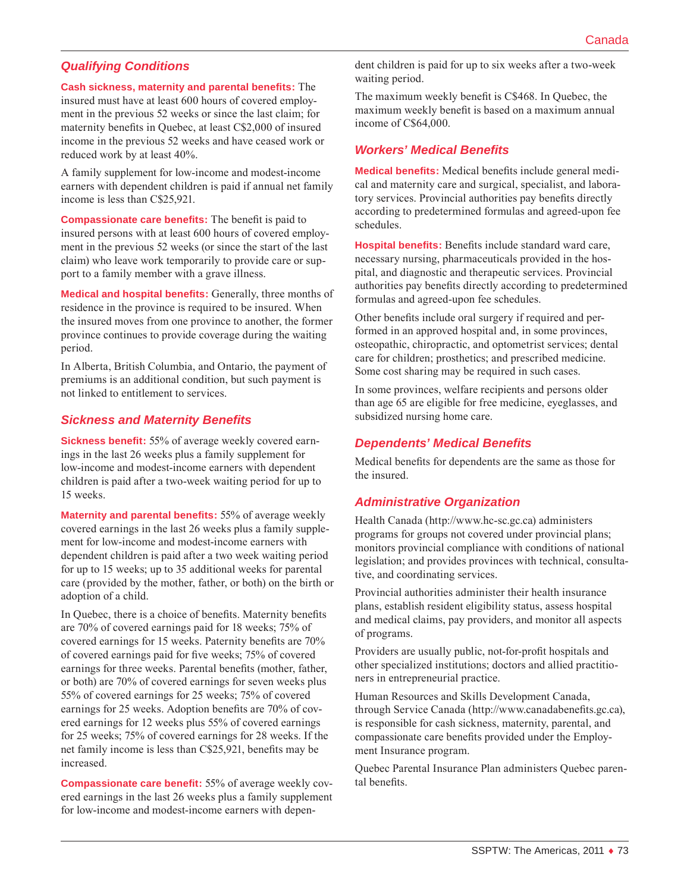## Qualifying Conditions

**Cash sickness, maternity and parental benefits:** The insured must have at least 600 hours of covered employment in the previous 52 weeks or since the last claim; for maternity benefits in Quebec, at least C$2,000 of insured income in the previous 52 weeks and have ceased work or reduced work by at least 40%.

A family supplement for low-income and modest-income earners with dependent children is paid if annual net family income is less than C$25,921.

**Compassionate care benefits:** The benefit is paid to insured persons with at least 600 hours of covered employment in the previous 52 weeks (or since the start of the last claim) who leave work temporarily to provide care or support to a family member with a grave illness.

**Medical and hospital benefits:** Generally, three months of residence in the province is required to be insured. When the insured moves from one province to another, the former province continues to provide coverage during the waiting period.

In Alberta, British Columbia, and Ontario, the payment of premiums is an additional condition, but such payment is not linked to entitlement to services.

## Sickness and Maternity Benefits

**Sickness benefit:** 55% of average weekly covered earnings in the last 26 weeks plus a family supplement for low-income and modest-income earners with dependent children is paid after a two-week waiting period for up to 15 weeks.

**Maternity and parental benefits:** 55% of average weekly covered earnings in the last 26 weeks plus a family supplement for low-income and modest-income earners with dependent children is paid after a two week waiting period for up to 15 weeks; up to 35 additional weeks for parental care (provided by the mother, father, or both) on the birth or adoption of a child.

In Quebec, there is a choice of benefits. Maternity benefits are 70% of covered earnings paid for 18 weeks; 75% of covered earnings for 15 weeks. Paternity benefits are 70% of covered earnings paid for five weeks; 75% of covered earnings for three weeks. Parental benefits (mother, father, or both) are 70% of covered earnings for seven weeks plus 55% of covered earnings for 25 weeks; 75% of covered earnings for 25 weeks. Adoption benefits are 70% of covered earnings for 12 weeks plus 55% of covered earnings for 25 weeks; 75% of covered earnings for 28 weeks. If the net family income is less than C$25,921, benefits may be increased.

**Compassionate care benefit:** 55% of average weekly covered earnings in the last 26 weeks plus a family supplement for low-income and modest-income earners with dependent children is paid for up to six weeks after a two-week waiting period.

The maximum weekly benefit is C$468. In Quebec, the maximum weekly benefit is based on a maximum annual income of C$64,000.

## Workers' Medical Benefits

**Medical benefits:** Medical benefits include general medical and maternity care and surgical, specialist, and laboratory services. Provincial authorities pay benefits directly according to predetermined formulas and agreed-upon fee schedules.

**Hospital benefits:** Benefits include standard ward care, necessary nursing, pharmaceuticals provided in the hospital, and diagnostic and therapeutic services. Provincial authorities pay benefits directly according to predetermined formulas and agreed-upon fee schedules.

Other benefits include oral surgery if required and performed in an approved hospital and, in some provinces, osteopathic, chiropractic, and optometrist services; dental care for children; prosthetics; and prescribed medicine. Some cost sharing may be required in such cases.

In some provinces, welfare recipients and persons older than age 65 are eligible for free medicine, eyeglasses, and subsidized nursing home care.

## Dependents' Medical Benefits

Medical benefits for dependents are the same as those for the insured.

## Administrative Organization

Health Canada (http://www.hc-sc.gc.ca) administers programs for groups not covered under provincial plans; monitors provincial compliance with conditions of national legislation; and provides provinces with technical, consultative, and coordinating services.

Provincial authorities administer their health insurance plans, establish resident eligibility status, assess hospital and medical claims, pay providers, and monitor all aspects of programs.

Providers are usually public, not-for-profit hospitals and other specialized institutions; doctors and allied practitioners in entrepreneurial practice.

Human Resources and Skills Development Canada, through Service Canada (http://www.canadabenefits.gc.ca), is responsible for cash sickness, maternity, parental, and compassionate care benefits provided under the Employment Insurance program.

Quebec Parental Insurance Plan administers Quebec parental benefits.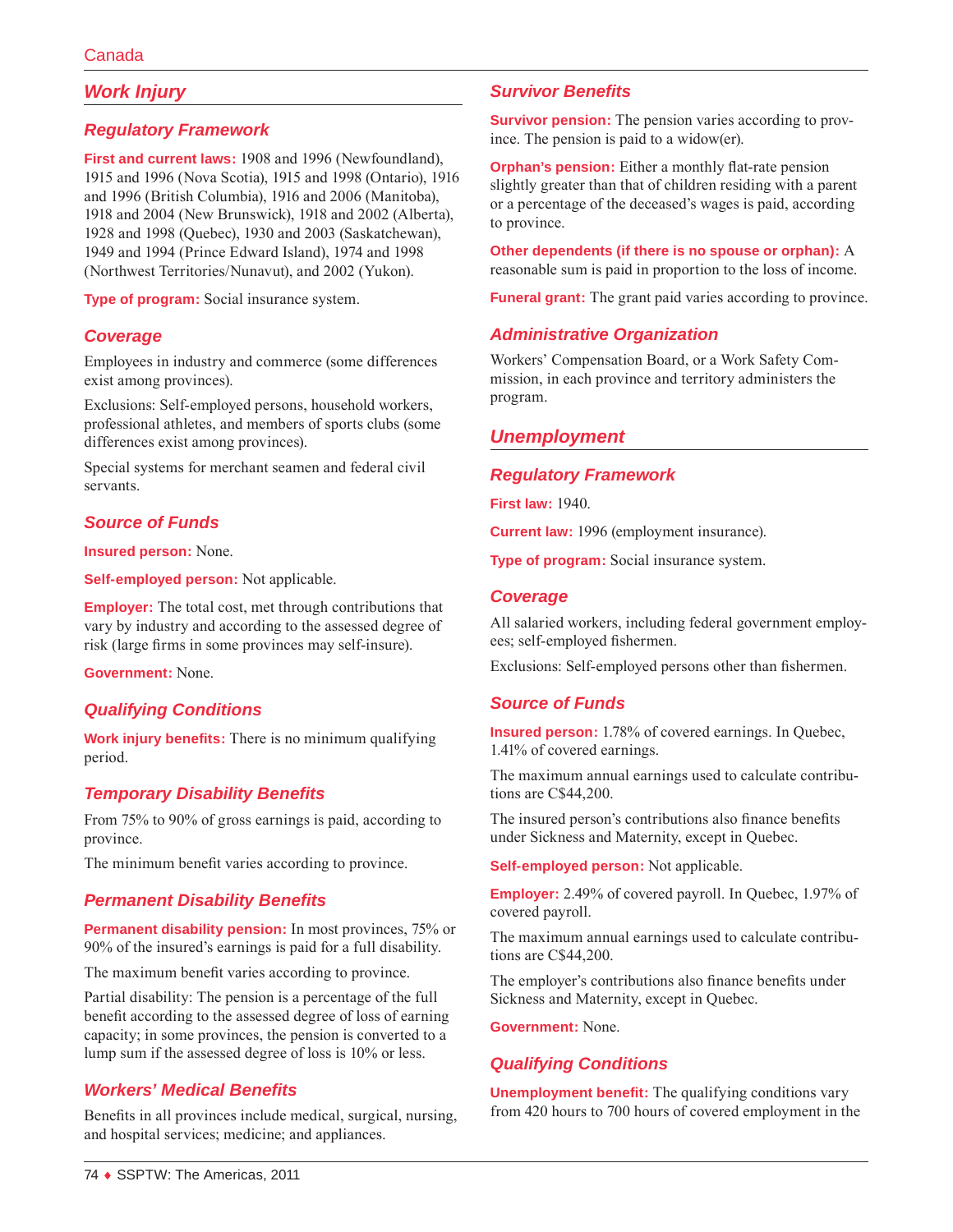## Work Injury

### Regulatory Framework

**First and current laws:** 1908 and 1996 (Newfoundland), 1915 and 1996 (Nova Scotia), 1915 and 1998 (Ontario), 1916 and 1996 (British Columbia), 1916 and 2006 (Manitoba), 1918 and 2004 (New Brunswick), 1918 and 2002 (Alberta), 1928 and 1998 (Quebec), 1930 and 2003 (Saskatchewan), 1949 and 1994 (Prince Edward Island), 1974 and 1998 (Northwest Territories/Nunavut), and 2002 (Yukon).

**Type of program:** Social insurance system.

### Coverage

Employees in industry and commerce (some differences exist among provinces).

Exclusions: Self-employed persons, household workers, professional athletes, and members of sports clubs (some differences exist among provinces).

Special systems for merchant seamen and federal civil servants.

### Source of Funds

**Insured person:** None.

**Self-employed person:** Not applicable.

**Employer:** The total cost, met through contributions that vary by industry and according to the assessed degree of risk (large firms in some provinces may self-insure).

**Government:** None.

### Qualifying Conditions

**Work injury benefits:** There is no minimum qualifying period.

### Temporary Disability Benefits

From 75% to 90% of gross earnings is paid, according to province.

The minimum benefit varies according to province.

### Permanent Disability Benefits

**Permanent disability pension:** In most provinces, 75% or 90% of the insured's earnings is paid for a full disability.

The maximum benefit varies according to province.

Partial disability: The pension is a percentage of the full benefit according to the assessed degree of loss of earning capacity; in some provinces, the pension is converted to a lump sum if the assessed degree of loss is 10% or less.

### Workers' Medical Benefits

Benefits in all provinces include medical, surgical, nursing, and hospital services; medicine; and appliances.

### Survivor Benefits

**Survivor pension:** The pension varies according to province. The pension is paid to a widow(er).

**Orphan's pension:** Either a monthly flat-rate pension slightly greater than that of children residing with a parent or a percentage of the deceased's wages is paid, according to province.

**Other dependents (if there is no spouse or orphan):** A reasonable sum is paid in proportion to the loss of income.

**Funeral grant:** The grant paid varies according to province.

### Administrative Organization

Workers' Compensation Board, or a Work Safety Commission, in each province and territory administers the program.

## Unemployment

### Regulatory Framework

**First law:** 1940.

**Current law:** 1996 (employment insurance).

**Type of program:** Social insurance system.

### Coverage

All salaried workers, including federal government employees; self-employed fishermen.

Exclusions: Self-employed persons other than fishermen.

### Source of Funds

**Insured person:** 1.78% of covered earnings. In Quebec, 1.41% of covered earnings.

The maximum annual earnings used to calculate contributions are C$44,200.

The insured person's contributions also finance benefits under Sickness and Maternity, except in Quebec.

**Self-employed person:** Not applicable.

**Employer:** 2.49% of covered payroll. In Quebec, 1.97% of covered payroll.

The maximum annual earnings used to calculate contributions are C$44,200.

The employer's contributions also finance benefits under Sickness and Maternity, except in Quebec.

**Government:** None.

### Qualifying Conditions

**Unemployment benefit:** The qualifying conditions vary from 420 hours to 700 hours of covered employment in the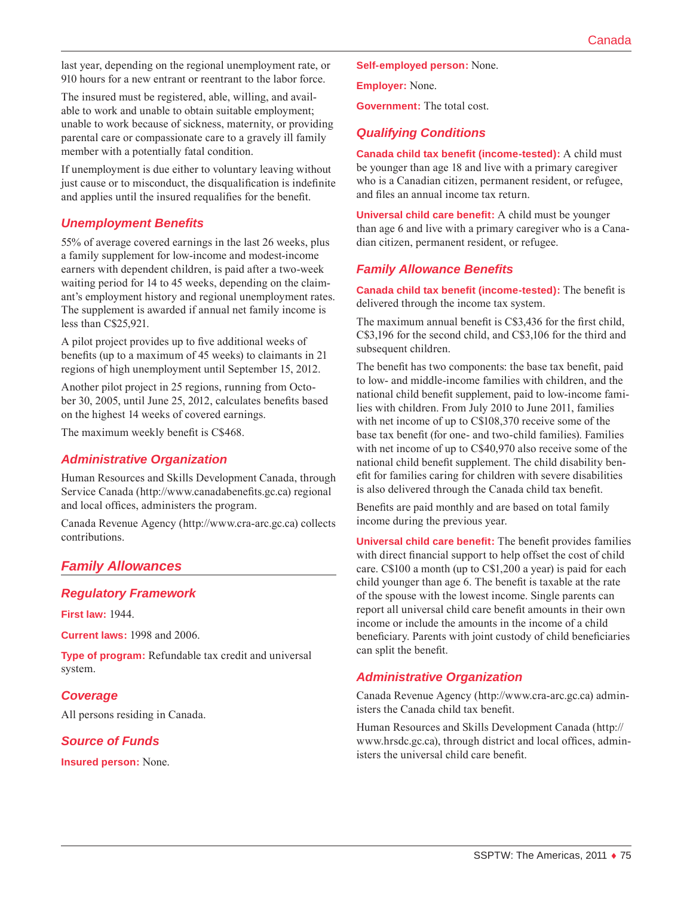last year, depending on the regional unemployment rate, or 910 hours for a new entrant or reentrant to the labor force.

The insured must be registered, able, willing, and available to work and unable to obtain suitable employment; unable to work because of sickness, maternity, or providing parental care or compassionate care to a gravely ill family member with a potentially fatal condition.

If unemployment is due either to voluntary leaving without just cause or to misconduct, the disqualification is indefinite and applies until the insured requalifies for the benefit.

### Unemployment Benefits

55% of average covered earnings in the last 26 weeks, plus a family supplement for low-income and modest-income earners with dependent children, is paid after a two-week waiting period for 14 to 45 weeks, depending on the claimant's employment history and regional unemployment rates. The supplement is awarded if annual net family income is less than C$25,921.

A pilot project provides up to five additional weeks of benefits (up to a maximum of 45 weeks) to claimants in 21 regions of high unemployment until September 15, 2012.

Another pilot project in 25 regions, running from October 30, 2005, until June 25, 2012, calculates benefits based on the highest 14 weeks of covered earnings.

The maximum weekly benefit is C$468.

### Administrative Organization

Human Resources and Skills Development Canada, through Service Canada (http://www.canadabenefits.gc.ca) regional and local offices, administers the program.

Canada Revenue Agency (http://www.cra-arc.gc.ca) collects contributions.

## Family Allowances

### Regulatory Framework

**First law:** 1944.

**Current laws:** 1998 and 2006.

**Type of program:** Refundable tax credit and universal system.

### Coverage

All persons residing in Canada.

### Source of Funds

**Insured person:** None.

**Self-employed person:** None.

**Employer:** None.

**Government:** The total cost.

### Qualifying Conditions

**Canada child tax benefit (income-tested):** A child must be younger than age 18 and live with a primary caregiver who is a Canadian citizen, permanent resident, or refugee, and files an annual income tax return.

**Universal child care benefit:** A child must be younger than age 6 and live with a primary caregiver who is a Canadian citizen, permanent resident, or refugee.

### Family Allowance Benefits

**Canada child tax benefit (income-tested):** The benefit is delivered through the income tax system.

The maximum annual benefit is C$3,436 for the first child, C$3,196 for the second child, and C$3,106 for the third and subsequent children.

The benefit has two components: the base tax benefit, paid to low- and middle-income families with children, and the national child benefit supplement, paid to low-income families with children. From July 2010 to June 2011, families with net income of up to C$108,370 receive some of the base tax benefit (for one- and two-child families). Families with net income of up to C$40,970 also receive some of the national child benefit supplement. The child disability benefit for families caring for children with severe disabilities is also delivered through the Canada child tax benefit.

Benefits are paid monthly and are based on total family income during the previous year.

**Universal child care benefit:** The benefit provides families with direct financial support to help offset the cost of child care. C$100 a month (up to C$1,200 a year) is paid for each child younger than age 6. The benefit is taxable at the rate of the spouse with the lowest income. Single parents can report all universal child care benefit amounts in their own income or include the amounts in the income of a child beneficiary. Parents with joint custody of child beneficiaries can split the benefit.

### Administrative Organization

Canada Revenue Agency (http://www.cra-arc.gc.ca) administers the Canada child tax benefit.

Human Resources and Skills Development Canada (http://www.hrsdc.gc.ca), through district and local offices, administers the universal child care benefit.